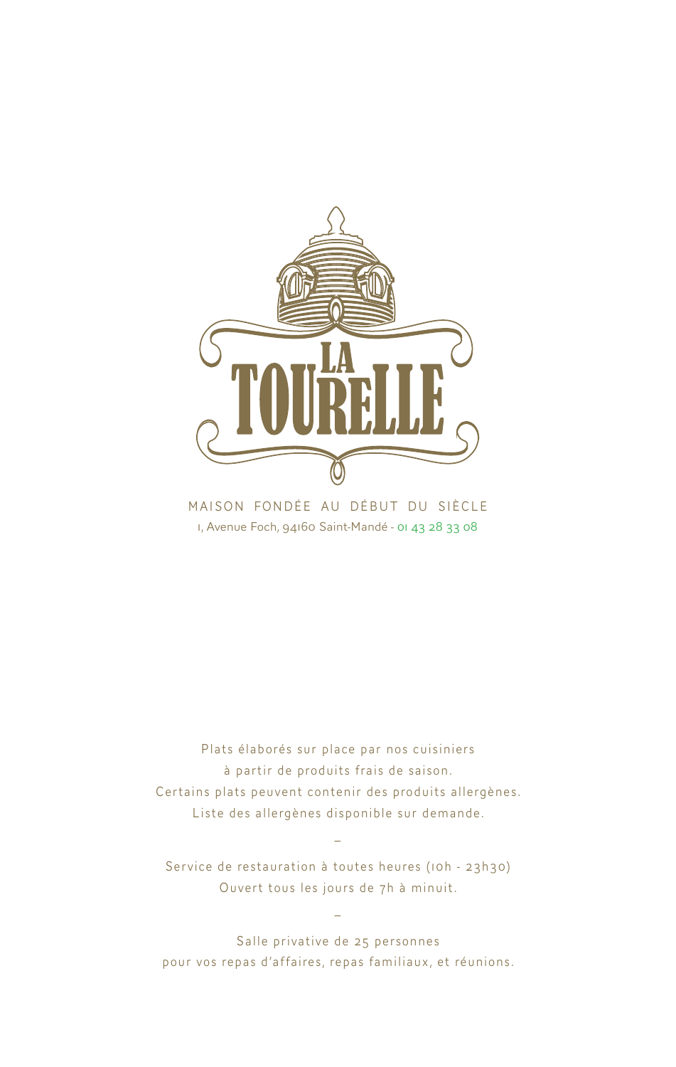# LA TOURELLE

MAISON FONDÉE AU DÉBUT DU SIÈCLE

1, Avenue Foch, 94160 Saint-Mandé - 01 43 28 33 08

Plats élaborés sur place par nos cuisiniers
à partir de produits frais de saison.
Certains plats peuvent contenir des produits allergènes.
Liste des allergènes disponible sur demande.

–

Service de restauration à toutes heures (10h - 23h30)
Ouvert tous les jours de 7h à minuit.

–

Salle privative de 25 personnes
pour vos repas d'affaires, repas familiaux, et réunions.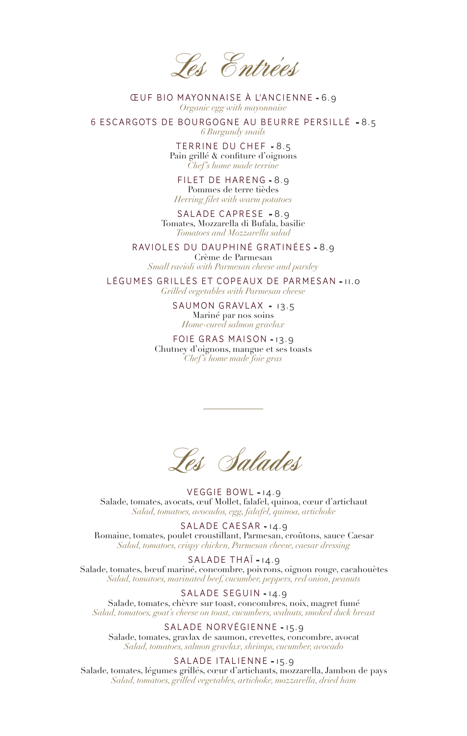# Les Entrées

ŒUF BIO MAYONNAISE À L'ANCIENNE - 6.9
*Organic egg with mayonnaise*

6 ESCARGOTS DE BOURGOGNE AU BEURRE PERSILLÉ - 8.5
*6 Burgundy snails*

TERRINE DU CHEF - 8.5
Pain grillé & confiture d'oignons
*Chef's home made terrine*

FILET DE HARENG - 8.9
Pommes de terre tièdes
*Herring filet with warm potatoes*

SALADE CAPRESE - 8.9
Tomates, Mozzarella di Bufala, basilic
*Tomatoes and Mozzarella salad*

RAVIOLES DU DAUPHINÉ GRATINÉES - 8.9
Crème de Parmesan
*Small ravioli with Parmesan cheese and parsley*

LÉGUMES GRILLÉS ET COPEAUX DE PARMESAN - 11.0
*Grilled vegetables with Parmesan cheese*

SAUMON GRAVLAX - 13.5
Mariné par nos soins
*Home-cured salmon gravlax*

FOIE GRAS MAISON - 13.9
Chutney d'oignons, mangue et ses toasts
*Chef's home made foie gras*

---

# Les Salades

VEGGIE BOWL - 14.9
Salade, tomates, avocats, œuf Mollet, falafel, quinoa, cœur d'artichaut
*Salad, tomatoes, avocados, egg, falafel, quinoa, artichoke*

SALADE CAESAR - 14.9
Romaine, tomates, poulet croustillant, Parmesan, croûtons, sauce Caesar
*Salad, tomatoes, crispy chicken, Parmesan cheese, caesar dressing*

SALADE THAÏ - 14.9
Salade, tomates, bœuf mariné, concombre, poivrons, oignon rouge, cacahouètes
*Salad, tomatoes, marinated beef, cucumber, peppers, red onion, peanuts*

SALADE SEGUIN - 14.9
Salade, tomates, chèvre sur toast, concombres, noix, magret fumé
*Salad, tomatoes, goat's cheese on toast, cucumbers, walnuts, smoked duck breast*

SALADE NORVÉGIENNE - 15.9
Salade, tomates, gravlax de saumon, crevettes, concombre, avocat
*Salad, tomatoes, salmon gravlax, shrimps, cucumber, avocado*

SALADE ITALIENNE - 15.9
Salade, tomates, légumes grillés, cœur d'artichauts, mozzarella, Jambon de pays
*Salad, tomatoes, grilled vegetables, artichoke, mozzarella, dried ham*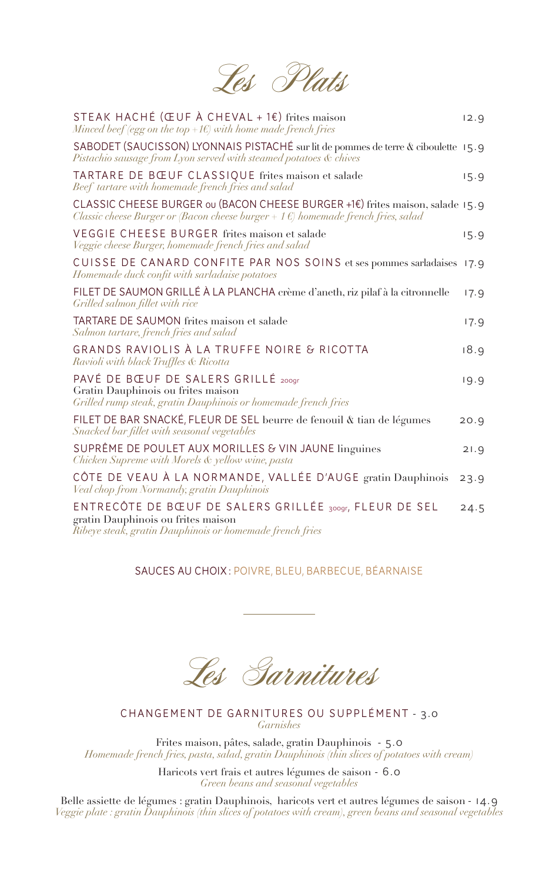# Les Plats

**STEAK HACHÉ (ŒUF À CHEVAL + 1€)** frites maison — 12.9
*Minced beef (egg on the top +1€) with home made french fries*

**SABODET (SAUCISSON) LYONNAIS PISTACHÉ** sur lit de pommes de terre & ciboulette — 15.9
*Pistachio sausage from Lyon served with steamed potatoes & chives*

**TARTARE DE BŒUF CLASSIQUE** frites maison et salade — 15.9
*Beef tartare with homemade french fries and salad*

**CLASSIC CHEESE BURGER ou (BACON CHEESE BURGER +1€)** frites maison, salade — 15.9
*Classic cheese Burger or (Bacon cheese burger + 1 €) homemade french fries, salad*

**VEGGIE CHEESE BURGER** frites maison et salade — 15.9
*Veggie cheese Burger, homemade french fries and salad*

**CUISSE DE CANARD CONFITE PAR NOS SOINS** et ses pommes sarladaises — 17.9
*Homemade duck confit with sarladaise potatoes*

**FILET DE SAUMON GRILLÉ À LA PLANCHA** crème d'aneth, riz pilaf à la citronnelle — 17.9
*Grilled salmon fillet with rice*

**TARTARE DE SAUMON** frites maison et salade — 17.9
*Salmon tartare, french fries and salad*

**GRANDS RAVIOLIS À LA TRUFFE NOIRE & RICOTTA** — 18.9
*Ravioli with black Truffles & Ricotta*

**PAVÉ DE BŒUF DE SALERS GRILLÉ** 200gr — 19.9
Gratin Dauphinois ou frites maison
*Grilled rump steak, gratin Dauphinois or homemade french fries*

**FILET DE BAR SNACKÉ, FLEUR DE SEL** beurre de fenouil & tian de légumes — 20.9
*Snacked bar fillet with seasonal vegetables*

**SUPRÊME DE POULET AUX MORILLES & VIN JAUNE** linguines — 21.9
*Chicken Supreme with Morels & yellow wine, pasta*

**CÔTE DE VEAU À LA NORMANDE, VALLÉE D'AUGE** gratin Dauphinois — 23.9
*Veal chop from Normandy, gratin Dauphinois*

**ENTRECÔTE DE BŒUF DE SALERS GRILLÉE** 300gr, **FLEUR DE SEL** — 24.5
gratin Dauphinois ou frites maison
*Ribeye steak, gratin Dauphinois or homemade french fries*

SAUCES AU CHOIX : POIVRE, BLEU, BARBECUE, BÉARNAISE

---

# Les Garnitures

CHANGEMENT DE GARNITURES OU SUPPLÉMENT - 3.0
*Garnishes*

Frites maison, pâtes, salade, gratin Dauphinois - 5.0
*Homemade french fries, pasta, salad, gratin Dauphinois (thin slices of potatoes with cream)*

Haricots vert frais et autres légumes de saison - 6.0
*Green beans and seasonal vegetables*

Belle assiette de légumes : gratin Dauphinois, haricots vert et autres légumes de saison - 14.9
*Veggie plate : gratin Dauphinois (thin slices of potatoes with cream), green beans and seasonal vegetables*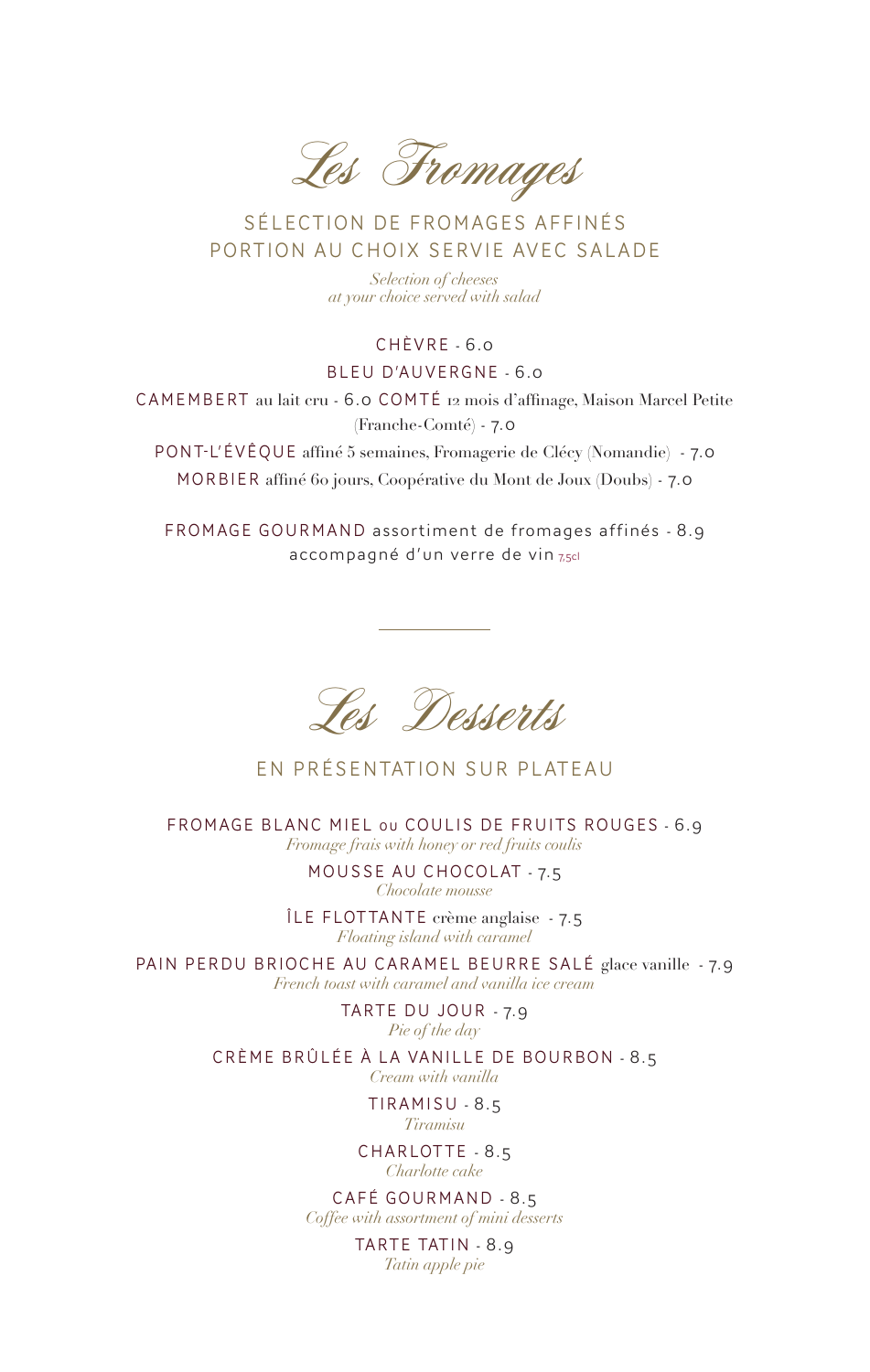# Les Fromages

## SÉLECTION DE FROMAGES AFFINÉS
## PORTION AU CHOIX SERVIE AVEC SALADE

*Selection of cheeses*
*at your choice served with salad*

CHÈVRE - 6.0

BLEU D'AUVERGNE - 6.0

CAMEMBERT au lait cru - 6.0 COMTÉ 12 mois d'affinage, Maison Marcel Petite (Franche-Comté) - 7.0

PONT-L'ÉVÊQUE affiné 5 semaines, Fromagerie de Clécy (Nomandie) - 7.0

MORBIER affiné 60 jours, Coopérative du Mont de Joux (Doubs) - 7.0

FROMAGE GOURMAND assortiment de fromages affinés - 8.9
accompagné d'un verre de vin 7,5cl

---

# Les Desserts

## EN PRÉSENTATION SUR PLATEAU

FROMAGE BLANC MIEL ou COULIS DE FRUITS ROUGES - 6.9
*Fromage frais with honey or red fruits coulis*

MOUSSE AU CHOCOLAT - 7.5
*Chocolate mousse*

ÎLE FLOTTANTE crème anglaise - 7.5
*Floating island with caramel*

PAIN PERDU BRIOCHE AU CARAMEL BEURRE SALÉ glace vanille - 7.9
*French toast with caramel and vanilla ice cream*

TARTE DU JOUR - 7.9
*Pie of the day*

CRÈME BRÛLÉE À LA VANILLE DE BOURBON - 8.5
*Cream with vanilla*

TIRAMISU - 8.5
*Tiramisu*

CHARLOTTE - 8.5
*Charlotte cake*

CAFÉ GOURMAND - 8.5
*Coffee with assortment of mini desserts*

TARTE TATIN - 8.9
*Tatin apple pie*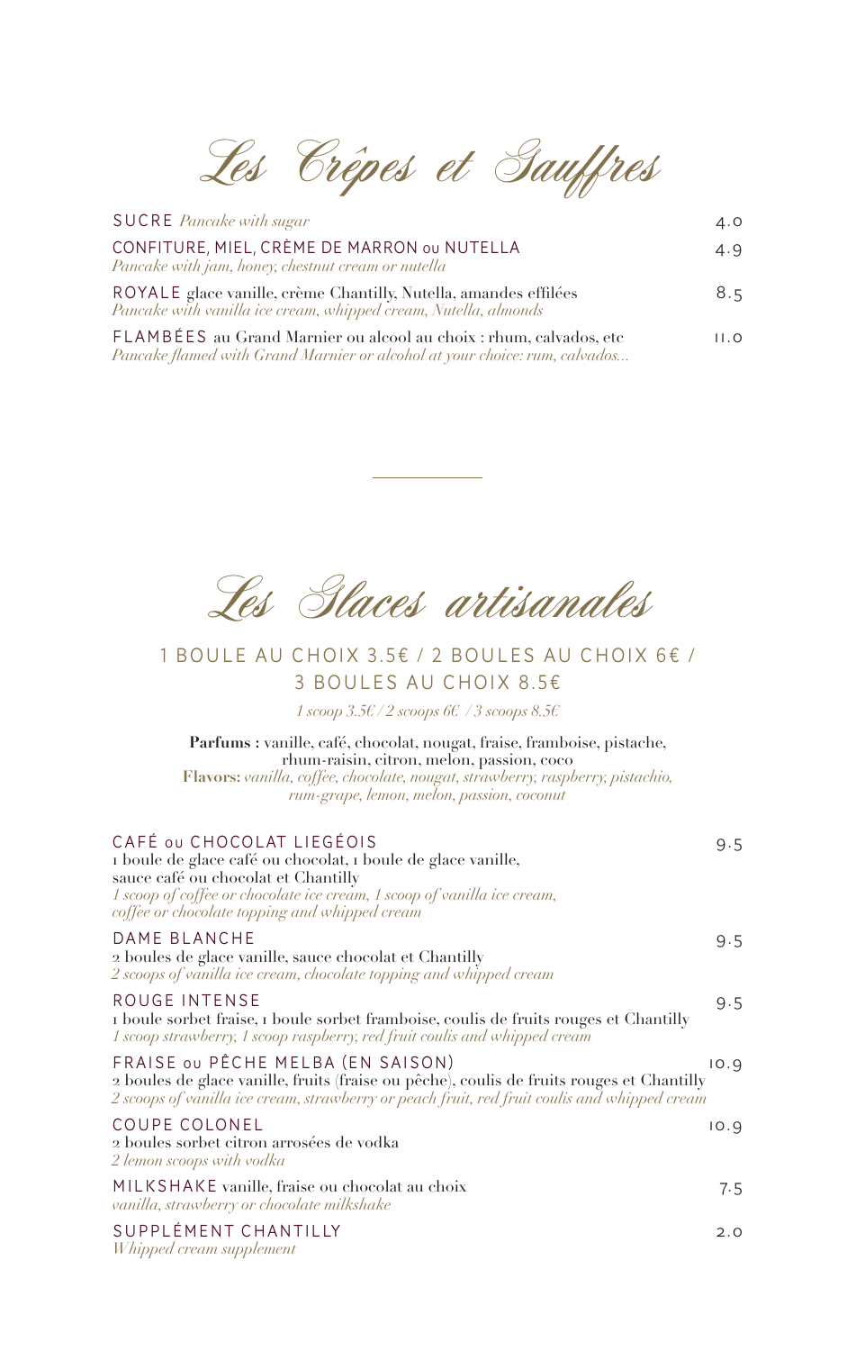# Les Crêpes et Gauffres

**SUCRE** *Pancake with sugar* — 4.0

**CONFITURE, MIEL, CRÈME DE MARRON ou NUTELLA** — 4.9
*Pancake with jam, honey, chestnut cream or nutella*

**ROYALE** glace vanille, crème Chantilly, Nutella, amandes effilées — 8.5
*Pancake with vanilla ice cream, whipped cream, Nutella, almonds*

**FLAMBÉES** au Grand Marnier ou alcool au choix : rhum, calvados, etc — 11.0
*Pancake flamed with Grand Marnier or alcohol at your choice: rum, calvados...*

---

# Les Glaces artisanales

## 1 BOULE AU CHOIX 3.5€ / 2 BOULES AU CHOIX 6€ / 3 BOULES AU CHOIX 8.5€

*1 scoop 3.5€ / 2 scoops 6€ / 3 scoops 8.5€*

**Parfums :** vanille, café, chocolat, nougat, fraise, framboise, pistache, rhum-raisin, citron, melon, passion, coco
**Flavors:** *vanilla, coffee, chocolate, nougat, strawberry, raspberry, pistachio, rum-grape, lemon, melon, passion, coconut*

**CAFÉ ou CHOCOLAT LIEGÉOIS** — 9.5
1 boule de glace café ou chocolat, 1 boule de glace vanille, sauce café ou chocolat et Chantilly
*1 scoop of coffee or chocolate ice cream, 1 scoop of vanilla ice cream, coffee or chocolate topping and whipped cream*

**DAME BLANCHE** — 9.5
2 boules de glace vanille, sauce chocolat et Chantilly
*2 scoops of vanilla ice cream, chocolate topping and whipped cream*

**ROUGE INTENSE** — 9.5
1 boule sorbet fraise, 1 boule sorbet framboise, coulis de fruits rouges et Chantilly
*1 scoop strawberry, 1 scoop raspberry, red fruit coulis and whipped cream*

**FRAISE ou PÊCHE MELBA (EN SAISON)** — 10.9
2 boules de glace vanille, fruits (fraise ou pêche), coulis de fruits rouges et Chantilly
*2 scoops of vanilla ice cream, strawberry or peach fruit, red fruit coulis and whipped cream*

**COUPE COLONEL** — 10.9
2 boules sorbet citron arrosées de vodka
*2 lemon scoops with vodka*

**MILKSHAKE** vanille, fraise ou chocolat au choix — 7.5
*vanilla, strawberry or chocolate milkshake*

**SUPPLÉMENT CHANTILLY** — 2.0
*Whipped cream supplement*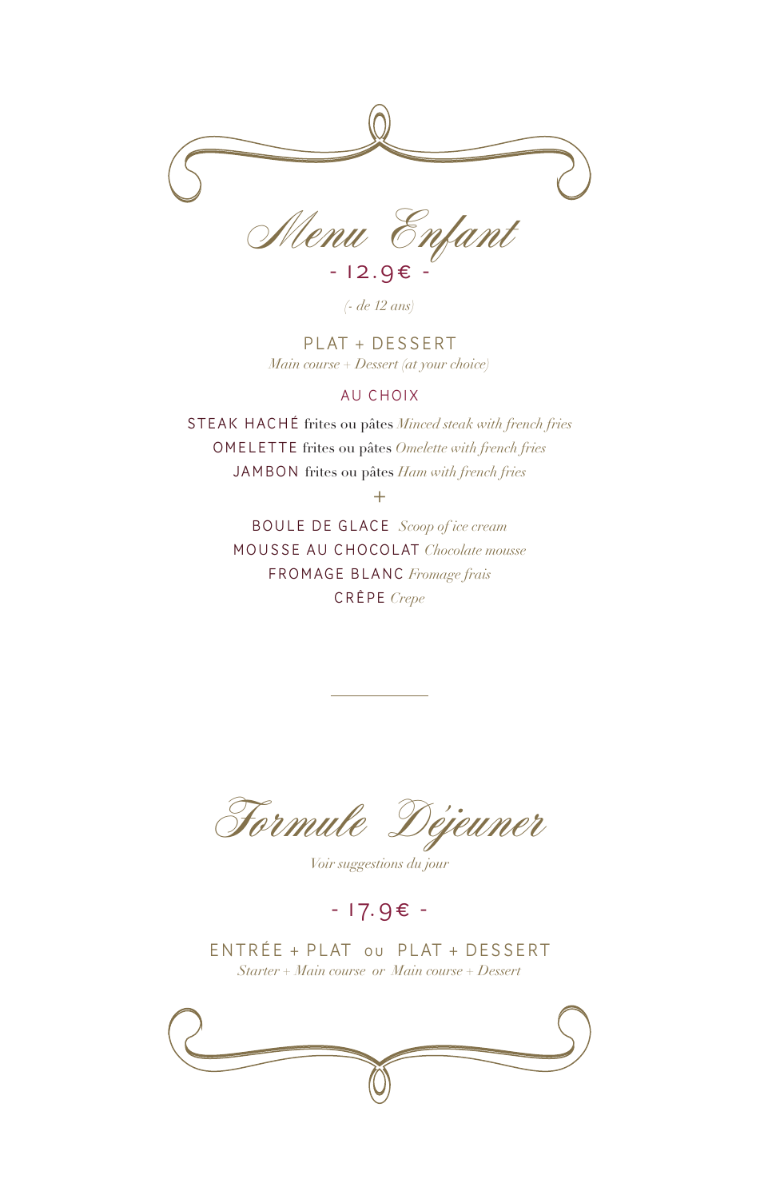# *Menu Enfant*

- 12.9€ -

*(- de 12 ans)*

PLAT + DESSERT
*Main course + Dessert (at your choice)*

AU CHOIX

STEAK HACHÉ frites ou pâtes *Minced steak with french fries*
OMELETTE frites ou pâtes *Omelette with french fries*
JAMBON frites ou pâtes *Ham with french fries*

+

BOULE DE GLACE *Scoop of ice cream*
MOUSSE AU CHOCOLAT *Chocolate mousse*
FROMAGE BLANC *Fromage frais*
CRÊPE *Crepe*

---

# *Formule Déjeuner*

*Voir suggestions du jour*

- 17.9€ -

ENTRÉE + PLAT ou PLAT + DESSERT
*Starter + Main course or Main course + Dessert*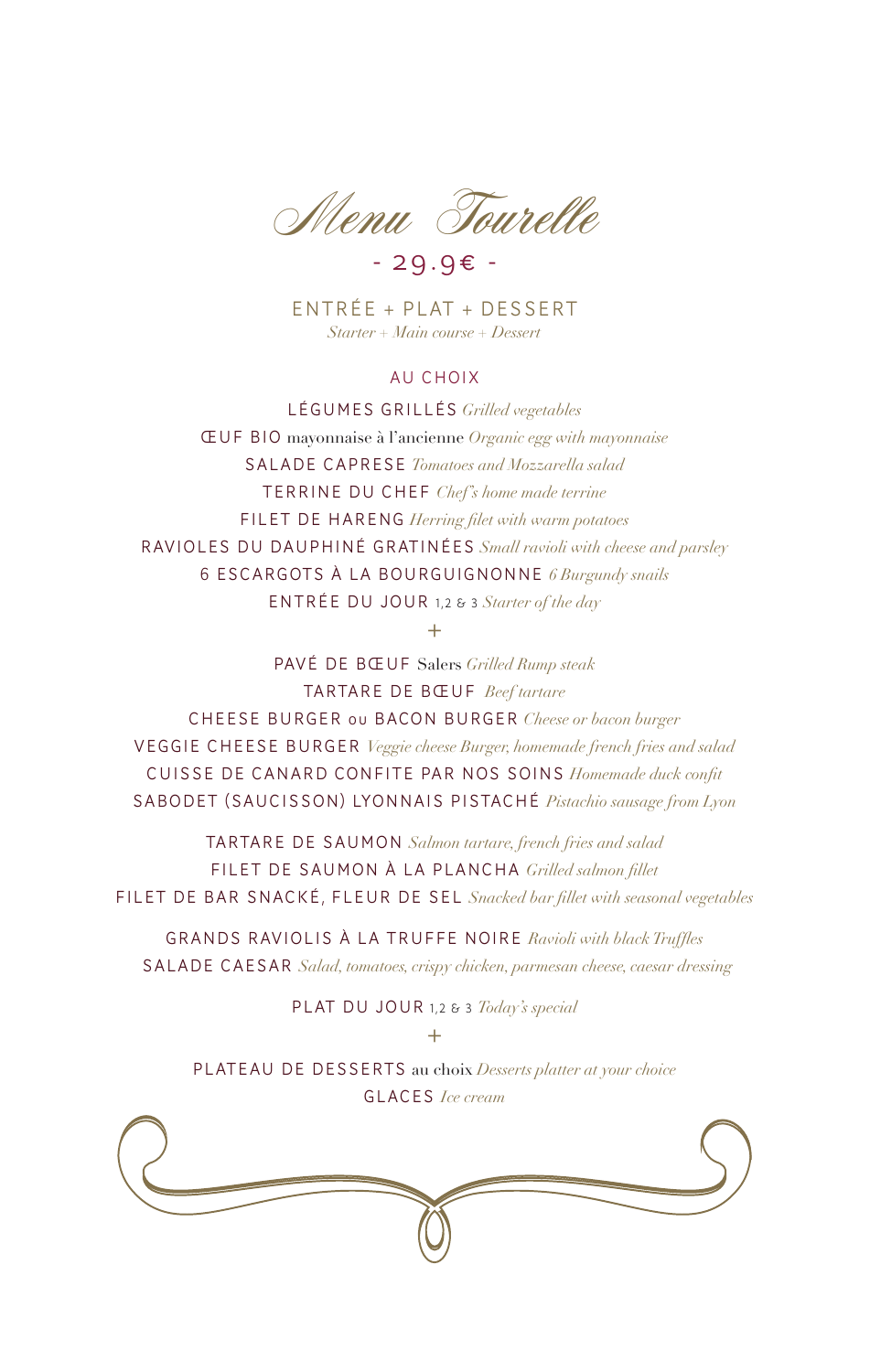# *Menu Tourelle*

## - 29.9€ -

ENTRÉE + PLAT + DESSERT
*Starter + Main course + Dessert*

### AU CHOIX

LÉGUMES GRILLÉS *Grilled vegetables*
ŒUF BIO mayonnaise à l'ancienne *Organic egg with mayonnaise*
SALADE CAPRESE *Tomatoes and Mozzarella salad*
TERRINE DU CHEF *Chef's home made terrine*
FILET DE HARENG *Herring filet with warm potatoes*
RAVIOLES DU DAUPHINÉ GRATINÉES *Small ravioli with cheese and parsley*
6 ESCARGOTS À LA BOURGUIGNONNE *6 Burgundy snails*
ENTRÉE DU JOUR 1,2 & 3 *Starter of the day*

+

PAVÉ DE BŒUF Salers *Grilled Rump steak*
TARTARE DE BŒUF *Beef tartare*
CHEESE BURGER ou BACON BURGER *Cheese or bacon burger*
VEGGIE CHEESE BURGER *Veggie cheese Burger, homemade french fries and salad*
CUISSE DE CANARD CONFITE PAR NOS SOINS *Homemade duck confit*
SABODET (SAUCISSON) LYONNAIS PISTACHÉ *Pistachio sausage from Lyon*

TARTARE DE SAUMON *Salmon tartare, french fries and salad*
FILET DE SAUMON À LA PLANCHA *Grilled salmon fillet*
FILET DE BAR SNACKÉ, FLEUR DE SEL *Snacked bar fillet with seasonal vegetables*

GRANDS RAVIOLIS À LA TRUFFE NOIRE *Ravioli with black Truffles*
SALADE CAESAR *Salad, tomatoes, crispy chicken, parmesan cheese, caesar dressing*

PLAT DU JOUR 1,2 & 3 *Today's special*

+

PLATEAU DE DESSERTS au choix *Desserts platter at your choice*
GLACES *Ice cream*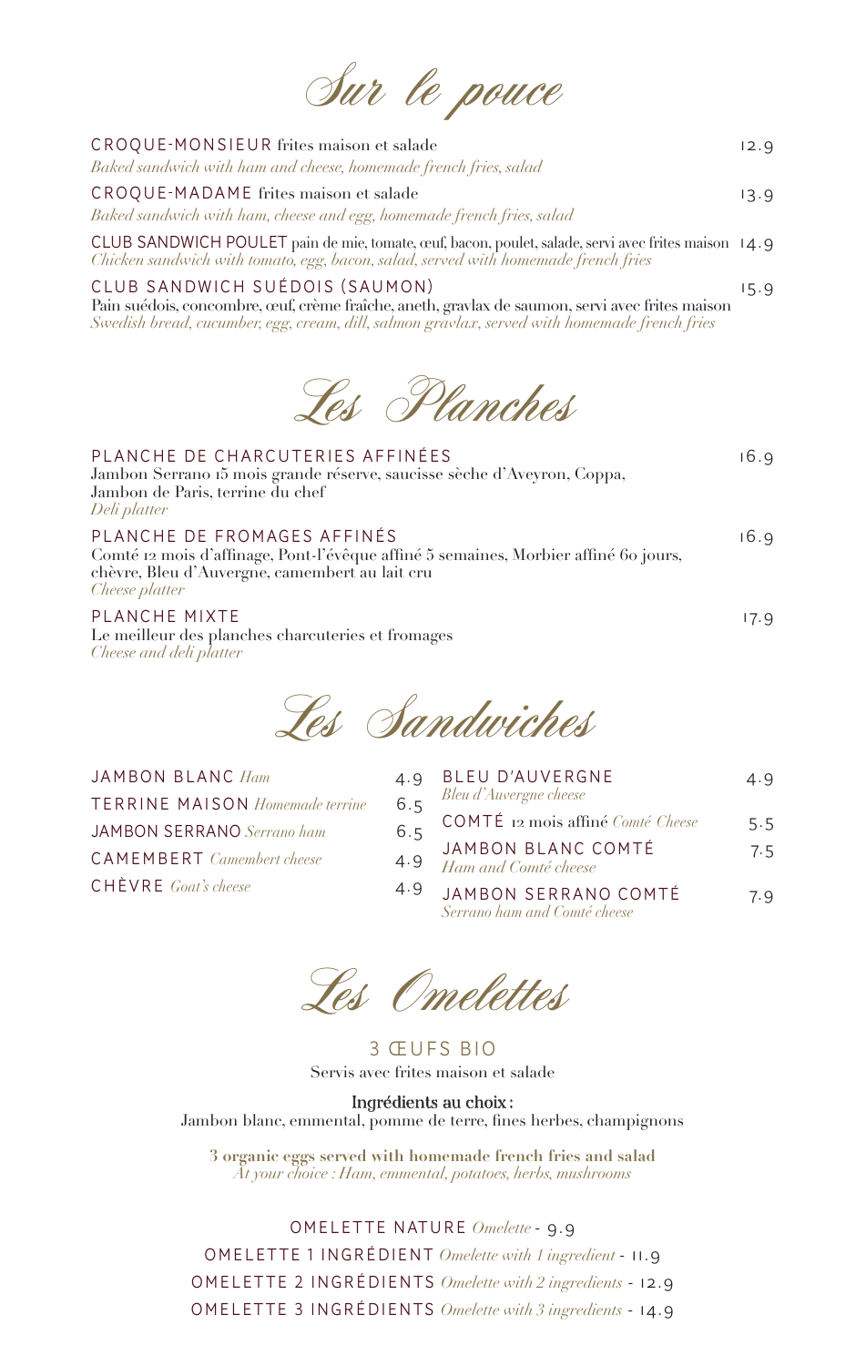# Sur le pouce

**CROQUE-MONSIEUR** frites maison et salade — 12.9
*Baked sandwich with ham and cheese, homemade french fries, salad*

**CROQUE-MADAME** frites maison et salade — 13.9
*Baked sandwich with ham, cheese and egg, homemade french fries, salad*

**CLUB SANDWICH POULET** pain de mie, tomate, œuf, bacon, poulet, salade, servi avec frites maison — 14.9
*Chicken sandwich with tomato, egg, bacon, salad, served with homemade french fries*

**CLUB SANDWICH SUÉDOIS (SAUMON)** — 15.9
Pain suédois, concombre, œuf, crème fraîche, aneth, gravlax de saumon, servi avec frites maison
*Swedish bread, cucumber, egg, cream, dill, salmon gravlax, served with homemade french fries*

# Les Planches

**PLANCHE DE CHARCUTERIES AFFINÉES** — 16.9
Jambon Serrano 15 mois grande réserve, saucisse sèche d'Aveyron, Coppa, Jambon de Paris, terrine du chef
*Deli platter*

**PLANCHE DE FROMAGES AFFINÉS** — 16.9
Comté 12 mois d'affinage, Pont-l'évêque affiné 5 semaines, Morbier affiné 60 jours, chèvre, Bleu d'Auvergne, camembert au lait cru
*Cheese platter*

**PLANCHE MIXTE** — 17.9
Le meilleur des planches charcuteries et fromages
*Cheese and deli platter*

# Les Sandwiches

**JAMBON BLANC** *Ham* — 4.9
**TERRINE MAISON** *Homemade terrine* — 6.5
**JAMBON SERRANO** *Serrano ham* — 6.5
**CAMEMBERT** *Camembert cheese* — 4.9
**CHÈVRE** *Goat's cheese* — 4.9

**BLEU D'AUVERGNE** *Bleu d'Auvergne cheese* — 4.9
**COMTÉ** 12 mois affiné *Comté Cheese* — 5.5
**JAMBON BLANC COMTÉ** *Ham and Comté cheese* — 7.5
**JAMBON SERRANO COMTÉ** *Serrano ham and Comté cheese* — 7.9

# Les Omelettes

**3 ŒUFS BIO**
Servis avec frites maison et salade

**Ingrédients au choix :**
Jambon blanc, emmental, pomme de terre, fines herbes, champignons

**3 organic eggs served with homemade french fries and salad**
*At your choice : Ham, emmental, potatoes, herbs, mushrooms*

**OMELETTE NATURE** *Omelette* - 9.9
**OMELETTE 1 INGRÉDIENT** *Omelette with 1 ingredient* - 11.9
**OMELETTE 2 INGRÉDIENTS** *Omelette with 2 ingredients* - 12.9
**OMELETTE 3 INGRÉDIENTS** *Omelette with 3 ingredients* - 14.9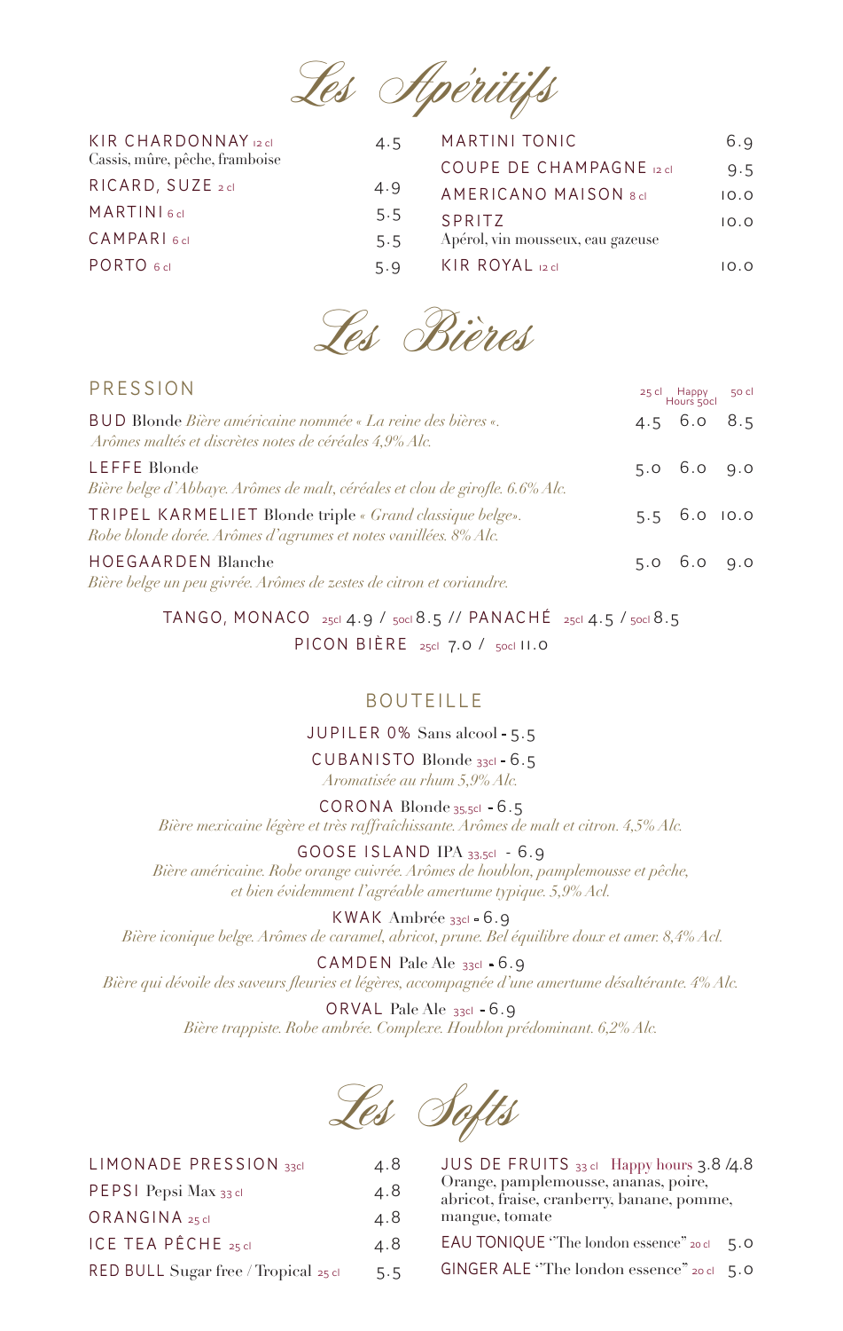# Les Apéritifs

KIR CHARDONNAY 12 cl — 4.5
Cassis, mûre, pêche, framboise

RICARD, SUZE 2 cl — 4.9

MARTINI 6 cl — 5.5

CAMPARI 6 cl — 5.5

PORTO 6 cl — 5.9

MARTINI TONIC — 6.9

COUPE DE CHAMPAGNE 12 cl — 9.5

AMERICANO MAISON 8 cl — 10.0

SPRITZ — 10.0
Apérol, vin mousseux, eau gazeuse

KIR ROYAL 12 cl — 10.0

# Les Bières

## PRESSION

| | 25 cl | Happy Hours 50cl | 50 cl |
|---|---|---|---|
| BUD Blonde *Bière américaine nommée « La reine des bières «. Arômes maltés et discrètes notes de céréales 4,9% Alc.* | 4.5 | 6.0 | 8.5 |
| LEFFE Blonde *Bière belge d'Abbaye. Arômes de malt, céréales et clou de girofle. 6.6% Alc.* | 5.0 | 6.0 | 9.0 |
| TRIPEL KARMELIET Blonde triple *« Grand classique belge». Robe blonde dorée. Arômes d'agrumes et notes vanillées. 8% Alc.* | 5.5 | 6.0 | 10.0 |
| HOEGAARDEN Blanche *Bière belge un peu givrée. Arômes de zestes de citron et coriandre.* | 5.0 | 6.0 | 9.0 |

TANGO, MONACO 25cl 4.9 / 50cl 8.5 // PANACHÉ 25cl 4.5 / 50cl 8.5

PICON BIÈRE 25cl 7.0 / 50cl 11.0

## BOUTEILLE

JUPILER 0% Sans alcool - 5.5

CUBANISTO Blonde 33cl - 6.5
*Aromatisée au rhum 5,9% Alc.*

CORONA Blonde 35,5cl - 6.5
*Bière mexicaine légère et très raffraîchissante. Arômes de malt et citron. 4,5% Alc.*

GOOSE ISLAND IPA 33,5cl - 6.9
*Bière américaine. Robe orange cuivrée. Arômes de houblon, pamplemousse et pêche, et bien évidemment l'agréable amertume typique. 5,9% Acl.*

KWAK Ambrée 33cl - 6.9
*Bière iconique belge. Arômes de caramel, abricot, prune. Bel équilibre doux et amer. 8,4% Acl.*

CAMDEN Pale Ale 33cl - 6.9
*Bière qui dévoile des saveurs fleuries et légères, accompagnée d'une amertume désaltérante. 4% Alc.*

ORVAL Pale Ale 33cl - 6.9
*Bière trappiste. Robe ambrée. Complexe. Houblon prédominant. 6,2% Alc.*

# Les Softs

LIMONADE PRESSION 33cl — 4.8

PEPSI Pepsi Max 33 cl — 4.8

ORANGINA 25 cl — 4.8

ICE TEA PÊCHE 25 cl — 4.8

RED BULL Sugar free / Tropical 25 cl — 5.5

JUS DE FRUITS 33 cl Happy hours 3.8 /4.8
Orange, pamplemousse, ananas, poire, abricot, fraise, cranberry, banane, pomme, mangue, tomate

EAU TONIQUE "The london essence" 20 cl — 5.0

GINGER ALE "The london essence" 20 cl — 5.0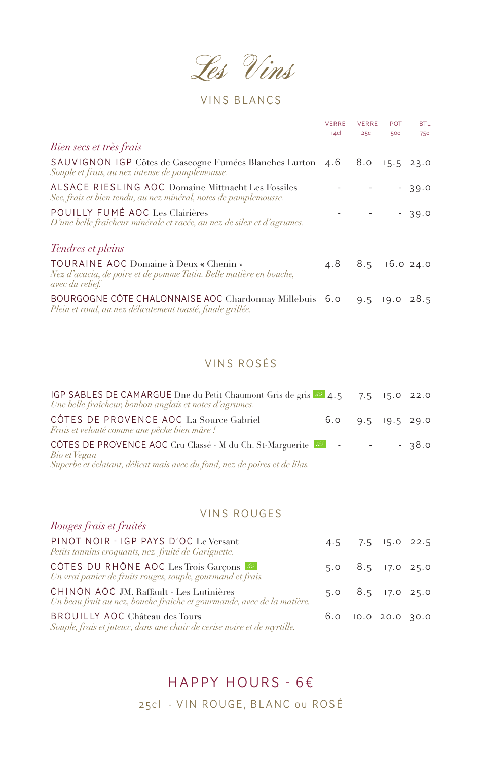# Les Vins

## VINS BLANCS

| | VERRE 14cl | VERRE 25cl | POT 50cl | BTL 75cl |
|---|---|---|---|---|
| *Bien secs et très frais* | | | | |
| SAUVIGNON IGP Côtes de Gascogne Fumées Blanches Lurton<br>*Souple et frais, au nez intense de pamplemousse.* | 4.6 | 8.0 | 15.5 | 23.0 |
| ALSACE RIESLING AOC Domaine Mittnacht Les Fossiles<br>*Sec, frais et bien tendu, au nez minéral, notes de pamplemousse.* | - | - | - | 39.0 |
| POUILLY FUMÉ AOC Les Clairières<br>*D'une belle fraîcheur minérale et racée, au nez de silex et d'agrumes.* | - | - | - | 39.0 |
| *Tendres et pleins* | | | | |
| TOURAINE AOC Domaine à Deux « Chenin »<br>*Nez d'acacia, de poire et de pomme Tatin. Belle matière en bouche, avec du relief.* | 4.8 | 8.5 | 16.0 | 24.0 |
| BOURGOGNE CÔTE CHALONNAISE AOC Chardonnay Millebuis<br>*Plein et rond, au nez délicatement toasté, finale grillée.* | 6.0 | 9.5 | 19.0 | 28.5 |

## VINS ROSÉS

| | VERRE 14cl | VERRE 25cl | POT 50cl | BTL 75cl |
|---|---|---|---|---|
| IGP SABLES DE CAMARGUE Dne du Petit Chaumont Gris de gris (Bio)<br>*Une belle fraîcheur, bonbon anglais et notes d'agrumes.* | 4.5 | 7.5 | 15.0 | 22.0 |
| CÔTES DE PROVENCE AOC La Source Gabriel<br>*Frais et velouté comme une pêche bien mûre !* | 6.0 | 9.5 | 19.5 | 29.0 |
| CÔTES DE PROVENCE AOC Cru Classé - M du Ch. St-Marguerite (Bio)<br>*Bio et Vegan*<br>*Superbe et éclatant, délicat mais avec du fond, nez de poires et de lilas.* | - | - | - | 38.0 |

## VINS ROUGES

| | VERRE 14cl | VERRE 25cl | POT 50cl | BTL 75cl |
|---|---|---|---|---|
| *Rouges frais et fruités* | | | | |
| PINOT NOIR - IGP PAYS D'OC Le Versant<br>*Petits tannins croquants, nez fruité de Gariguette.* | 4.5 | 7.5 | 15.0 | 22.5 |
| CÔTES DU RHÔNE AOC Les Trois Garçons (Bio)<br>*Un vrai panier de fruits rouges, souple, gourmand et frais.* | 5.0 | 8.5 | 17.0 | 25.0 |
| CHINON AOC JM. Raffault - Les Lutinières<br>*Un beau fruit au nez, bouche fraîche et gourmande, avec de la matière.* | 5.0 | 8.5 | 17.0 | 25.0 |
| BROUILLY AOC Château des Tours<br>*Souple, frais et juteux, dans une chair de cerise noire et de myrtille.* | 6.0 | 10.0 | 20.0 | 30.0 |

## HAPPY HOURS - 6€

25cl - VIN ROUGE, BLANC ou ROSÉ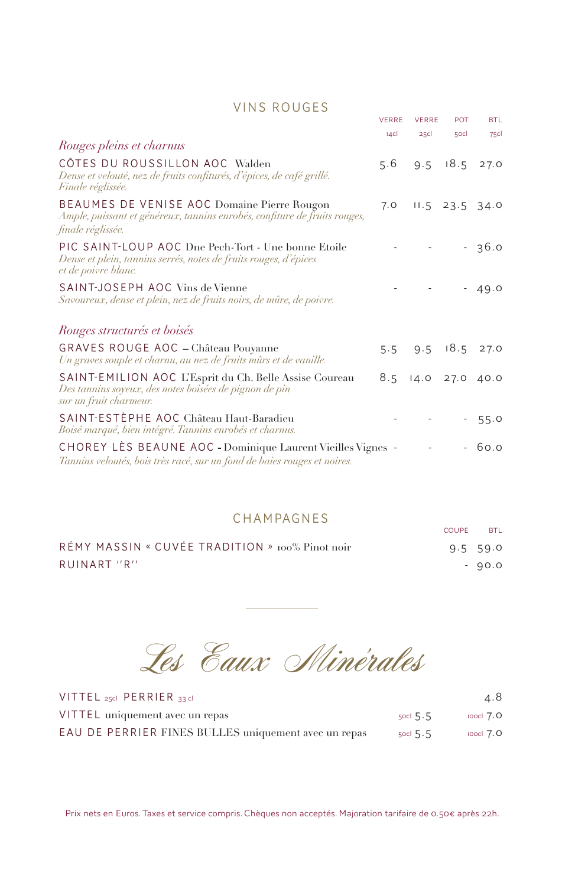## VINS ROUGES

| | VERRE 14cl | VERRE 25cl | POT 50cl | BTL 75cl |
|---|---|---|---|---|
| ***Rouges pleins et charnus*** | | | | |
| CÔTES DU ROUSSILLON AOC Walden<br>*Dense et velouté, nez de fruits confiturés, d'épices, de café grillé. Finale réglissée.* | 5.6 | 9.5 | 18.5 | 27.0 |
| BEAUMES DE VENISE AOC Domaine Pierre Rougon<br>*Ample, puissant et généreux, tannins enrobés, confiture de fruits rouges, finale réglissée.* | 7.0 | 11.5 | 23.5 | 34.0 |
| PIC SAINT-LOUP AOC Dne Pech-Tort - Une bonne Etoile<br>*Dense et plein, tannins serrés, notes de fruits rouges, d'épices et de poivre blanc.* | - | - | - | 36.0 |
| SAINT-JOSEPH AOC Vins de Vienne<br>*Savoureux, dense et plein, nez de fruits noirs, de mûre, de poivre.* | - | - | - | 49.0 |
| ***Rouges structurés et boisés*** | | | | |
| GRAVES ROUGE AOC – Château Pouyanne<br>*Un graves souple et charnu, au nez de fruits mûrs et de vanille.* | 5.5 | 9.5 | 18.5 | 27.0 |
| SAINT-EMILION AOC L'Esprit du Ch. Belle Assise Coureau<br>*Des tannins soyeux, des notes boisées de pignon de pin sur un fruit charmeur.* | 8.5 | 14.0 | 27.0 | 40.0 |
| SAINT-ESTÈPHE AOC Château Haut-Baradieu<br>*Boisé marqué, bien intégré. Tannins enrobés et charnus.* | - | - | - | 55.0 |
| CHOREY LÈS BEAUNE AOC - Dominique Laurent Vieilles Vignes<br>*Tannins veloutés, bois très racé, sur un fond de baies rouges et noires.* | - | - | - | 60.0 |

## CHAMPAGNES

| | COUPE | BTL |
|---|---|---|
| RÉMY MASSIN « CUVÉE TRADITION » 100% Pinot noir | 9.5 | 59.0 |
| RUINART "R" | - | 90.0 |

# *Les Eaux Minérales*

| | | |
|---|---|---|
| VITTEL 25cl PERRIER 33 cl | | 4.8 |
| VITTEL uniquement avec un repas | 50cl 5.5 | 100cl 7.0 |
| EAU DE PERRIER FINES BULLES uniquement avec un repas | 50cl 5.5 | 100cl 7.0 |

Prix nets en Euros. Taxes et service compris. Chèques non acceptés. Majoration tarifaire de 0.50€ après 22h.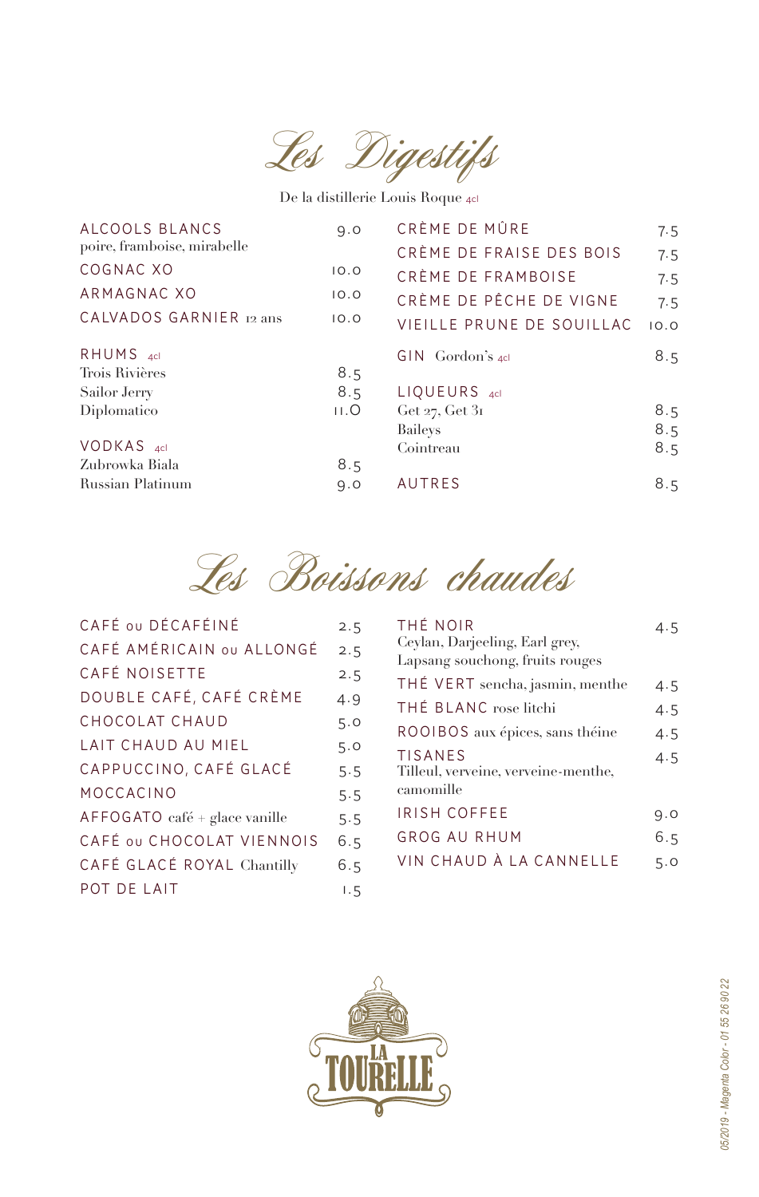# *Les Digestifs*

De la distillerie Louis Roque 4cl

ALCOOLS BLANCS 9.0
poire, framboise, mirabelle

COGNAC XO 10.0

ARMAGNAC XO 10.0

CALVADOS GARNIER 12 ans 10.0

RHUMS 4cl
Trois Rivières 8.5
Sailor Jerry 8.5
Diplomatico 11.0

VODKAS 4cl
Zubrowka Biala 8.5
Russian Platinum 9.0

CRÈME DE MÛRE 7.5

CRÈME DE FRAISE DES BOIS 7.5

CRÈME DE FRAMBOISE 7.5

CRÈME DE PÊCHE DE VIGNE 7.5

VIEILLE PRUNE DE SOUILLAC 10.0

GIN Gordon's 4cl 8.5

LIQUEURS 4cl
Get 27, Get 31 8.5
Baileys 8.5
Cointreau 8.5

AUTRES 8.5

# *Les Boissons chaudes*

CAFÉ ou DÉCAFÉINÉ 2.5

CAFÉ AMÉRICAIN ou ALLONGÉ 2.5

CAFÉ NOISETTE 2.5

DOUBLE CAFÉ, CAFÉ CRÈME 4.9

CHOCOLAT CHAUD 5.0

LAIT CHAUD AU MIEL 5.0

CAPPUCCINO, CAFÉ GLACÉ 5.5

MOCCACINO 5.5

AFFOGATO café + glace vanille 5.5

CAFÉ ou CHOCOLAT VIENNOIS 6.5

CAFÉ GLACÉ ROYAL Chantilly 6.5

POT DE LAIT 1.5

THÉ NOIR 4.5
Ceylan, Darjeeling, Earl grey, Lapsang souchong, fruits rouges

THÉ VERT sencha, jasmin, menthe 4.5

THÉ BLANC rose litchi 4.5

ROOIBOS aux épices, sans théine 4.5

TISANES 4.5
Tilleul, verveine, verveine-menthe, camomille

IRISH COFFEE 9.0

GROG AU RHUM 6.5

VIN CHAUD À LA CANNELLE 5.0

LA TOURELLE

05/2019 - Magenta Color - 01 55 26 90 22